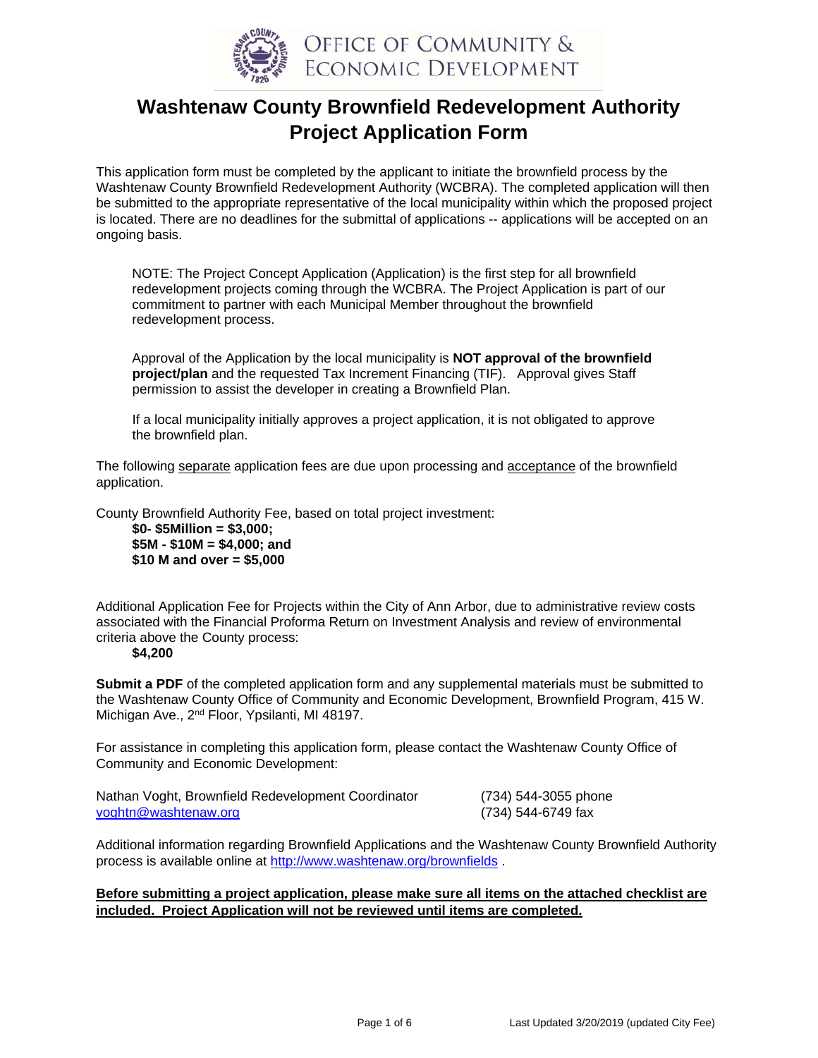OFFICE OF COMMUNITY & ECONOMIC DEVELOPMENT

# Washtenaw County Brownfield Redevelopment Authority Project Application Form

This application form must be completed by the applicant to initiate the brownfield process by the Washtenaw County Brownfield Redevelopment Authority (WCBRA). The completed application will then be submitted to the appropriate representative of the local municipality within which the proposed project is located. There are no deadlines for the submittal of applications -- applications will be accepted on an ongoing basis.

> NOTE: The Project Concept Application (Application) is the first step for all brownfield redevelopment projects coming through the WCBRA. The Project Application is part of our commitment to partner with each Municipal Member throughout the brownfield redevelopment process.
>
> Approval of the Application by the local municipality is **NOT approval of the brownfield project/plan** and the requested Tax Increment Financing (TIF). Approval gives Staff permission to assist the developer in creating a Brownfield Plan.
>
> If a local municipality initially approves a project application, it is not obligated to approve the brownfield plan.

The following separate application fees are due upon processing and acceptance of the brownfield application.

County Brownfield Authority Fee, based on total project investment:

- **$0- $5Million = $3,000;**
- **$5M - $10M = $4,000; and**
- **$10 M and over = $5,000**

Additional Application Fee for Projects within the City of Ann Arbor, due to administrative review costs associated with the Financial Proforma Return on Investment Analysis and review of environmental criteria above the County process:

- **$4,200**

**Submit a PDF** of the completed application form and any supplemental materials must be submitted to the Washtenaw County Office of Community and Economic Development, Brownfield Program, 415 W. Michigan Ave., 2nd Floor, Ypsilanti, MI 48197.

For assistance in completing this application form, please contact the Washtenaw County Office of Community and Economic Development:

| | |
|---|---|
| Nathan Voght, Brownfield Redevelopment Coordinator | (734) 544-3055 phone |
| voghtn@washtenaw.org | (734) 544-6749 fax |

Additional information regarding Brownfield Applications and the Washtenaw County Brownfield Authority process is available online at http://www.washtenaw.org/brownfields .

**Before submitting a project application, please make sure all items on the attached checklist are included. Project Application will not be reviewed until items are completed.**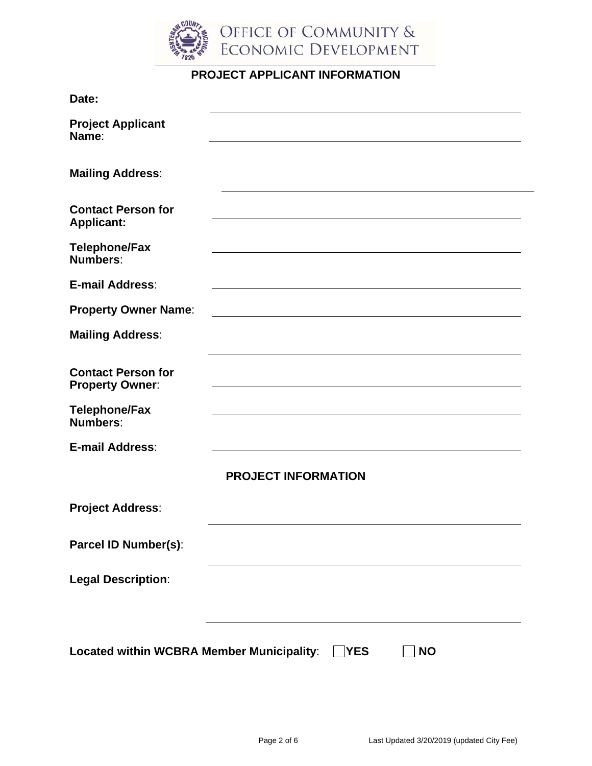OFFICE OF COMMUNITY & ECONOMIC DEVELOPMENT

## PROJECT APPLICANT INFORMATION

**Date:** \_\_\_\_\_\_\_\_\_\_\_\_\_\_\_\_\_\_\_\_\_\_\_\_\_\_\_\_\_\_\_\_

**Project Applicant Name**: \_\_\_\_\_\_\_\_\_\_\_\_\_\_\_\_\_\_\_\_\_\_\_\_\_\_\_\_\_\_\_\_

**Mailing Address**: \_\_\_\_\_\_\_\_\_\_\_\_\_\_\_\_\_\_\_\_\_\_\_\_\_\_\_\_\_\_\_\_

**Contact Person for Applicant:** \_\_\_\_\_\_\_\_\_\_\_\_\_\_\_\_\_\_\_\_\_\_\_\_\_\_\_\_\_\_\_\_

**Telephone/Fax Numbers**: \_\_\_\_\_\_\_\_\_\_\_\_\_\_\_\_\_\_\_\_\_\_\_\_\_\_\_\_\_\_\_\_

**E-mail Address**: \_\_\_\_\_\_\_\_\_\_\_\_\_\_\_\_\_\_\_\_\_\_\_\_\_\_\_\_\_\_\_\_

**Property Owner Name**: \_\_\_\_\_\_\_\_\_\_\_\_\_\_\_\_\_\_\_\_\_\_\_\_\_\_\_\_\_\_\_\_

**Mailing Address**: \_\_\_\_\_\_\_\_\_\_\_\_\_\_\_\_\_\_\_\_\_\_\_\_\_\_\_\_\_\_\_\_

**Contact Person for Property Owner**: \_\_\_\_\_\_\_\_\_\_\_\_\_\_\_\_\_\_\_\_\_\_\_\_\_\_\_\_\_\_\_\_

**Telephone/Fax Numbers**: \_\_\_\_\_\_\_\_\_\_\_\_\_\_\_\_\_\_\_\_\_\_\_\_\_\_\_\_\_\_\_\_

**E-mail Address**: \_\_\_\_\_\_\_\_\_\_\_\_\_\_\_\_\_\_\_\_\_\_\_\_\_\_\_\_\_\_\_\_

## PROJECT INFORMATION

**Project Address**: \_\_\_\_\_\_\_\_\_\_\_\_\_\_\_\_\_\_\_\_\_\_\_\_\_\_\_\_\_\_\_\_

**Parcel ID Number(s)**: \_\_\_\_\_\_\_\_\_\_\_\_\_\_\_\_\_\_\_\_\_\_\_\_\_\_\_\_\_\_\_\_

**Legal Description**: \_\_\_\_\_\_\_\_\_\_\_\_\_\_\_\_\_\_\_\_\_\_\_\_\_\_\_\_\_\_\_\_

**Located within WCBRA Member Municipality**: ☐ **YES** ☐ **NO**

Last Updated 3/20/2019 (updated City Fee)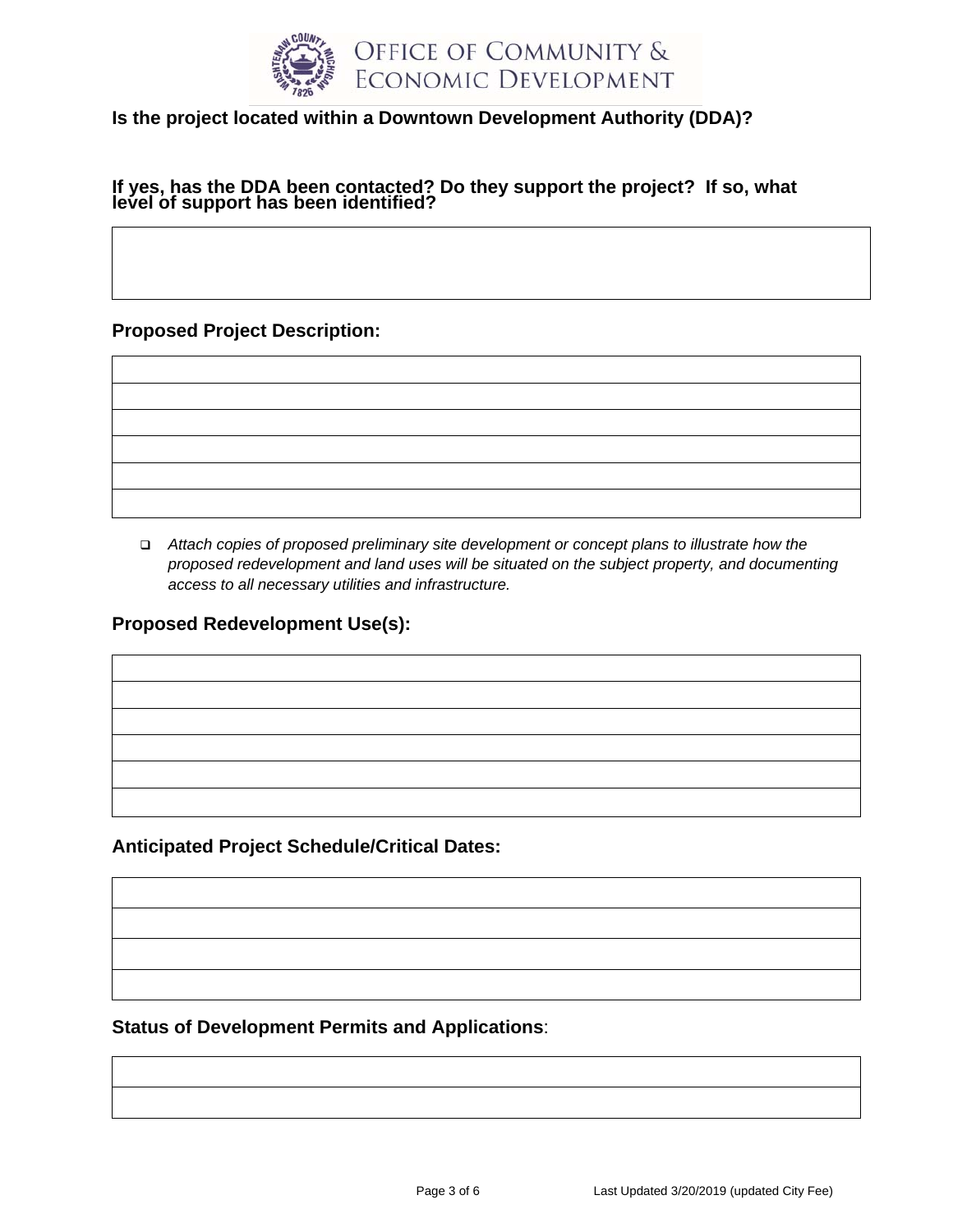**Is the project located within a Downtown Development Authority (DDA)?**

**If yes, has the DDA been contacted? Do they support the project? If so, what level of support has been identified?**

| |
|---|
| |

## Proposed Project Description:

| |
|---|
| |
| |
| |
| |
| |
| |

- ❑ *Attach copies of proposed preliminary site development or concept plans to illustrate how the proposed redevelopment and land uses will be situated on the subject property, and documenting access to all necessary utilities and infrastructure.*

## Proposed Redevelopment Use(s):

| |
|---|
| |
| |
| |
| |
| |
| |

## Anticipated Project Schedule/Critical Dates:

| |
|---|
| |
| |
| |
| |

## Status of Development Permits and Applications:

| |
|---|
| |
| |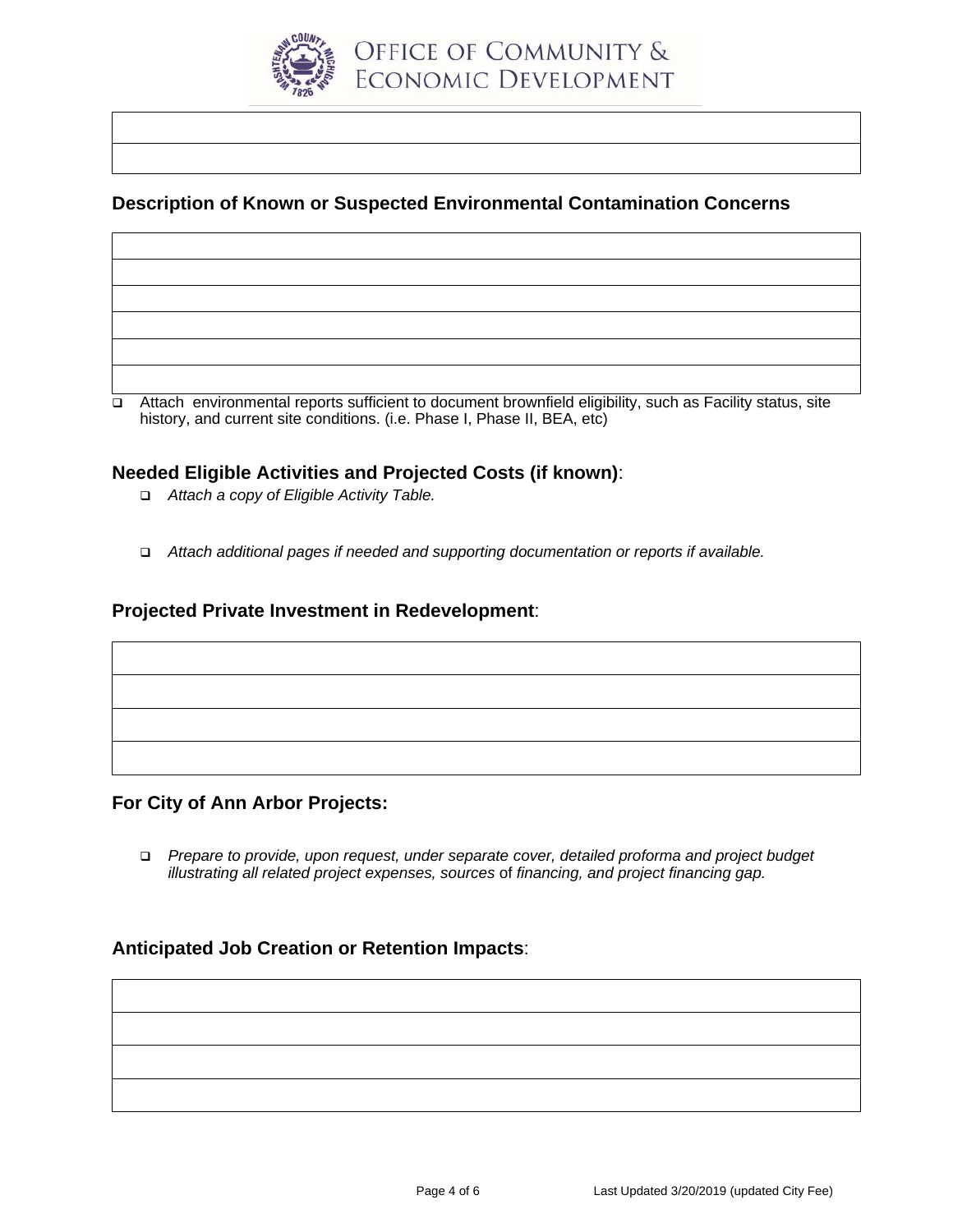OFFICE OF COMMUNITY & ECONOMIC DEVELOPMENT

| |
|---|
| |
| |

## Description of Known or Suspected Environmental Contamination Concerns

| |
|---|
| |
| |
| |
| |
| |
| |

- ❑ Attach environmental reports sufficient to document brownfield eligibility, such as Facility status, site history, and current site conditions. (i.e. Phase I, Phase II, BEA, etc)

## Needed Eligible Activities and Projected Costs (if known):

- ❑ *Attach a copy of Eligible Activity Table.*
- ❑ *Attach additional pages if needed and supporting documentation or reports if available.*

## Projected Private Investment in Redevelopment:

| |
|---|
| |
| |
| |
| |

## For City of Ann Arbor Projects:

- ❑ *Prepare to provide, upon request, under separate cover, detailed proforma and project budget illustrating all related project expenses, sources* of *financing, and project financing gap.*

## Anticipated Job Creation or Retention Impacts:

| |
|---|
| |
| |
| |
| |

Last Updated 3/20/2019 (updated City Fee)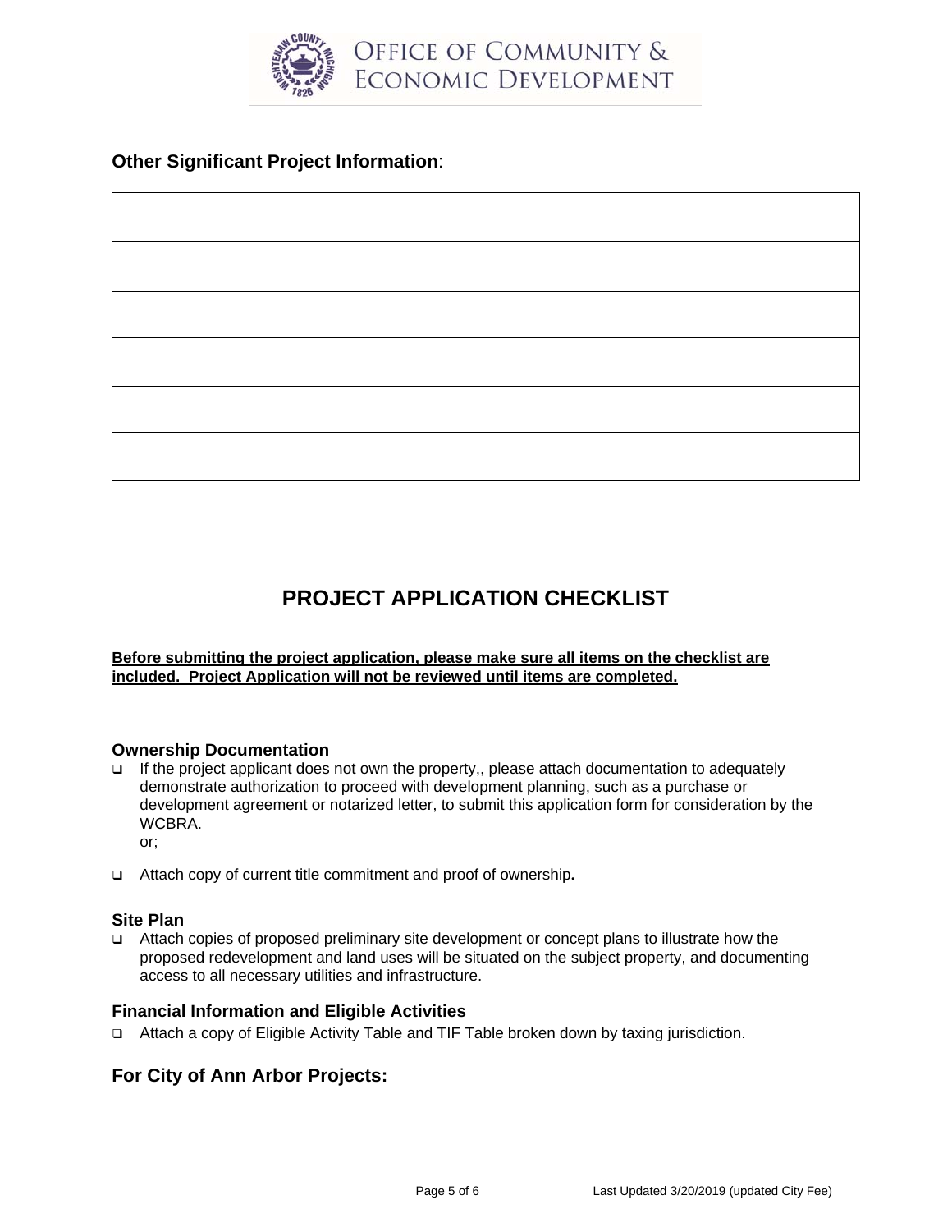## Other Significant Project Information:

| |
|---|
| |
| |
| |
| |
| |
| |

# PROJECT APPLICATION CHECKLIST

**Before submitting the project application, please make sure all items on the checklist are included. Project Application will not be reviewed until items are completed.**

### Ownership Documentation

- ❑ If the project applicant does not own the property,, please attach documentation to adequately demonstrate authorization to proceed with development planning, such as a purchase or development agreement or notarized letter, to submit this application form for consideration by the WCBRA.

  or;

- ❑ Attach copy of current title commitment and proof of ownership**.**

### Site Plan

- ❑ Attach copies of proposed preliminary site development or concept plans to illustrate how the proposed redevelopment and land uses will be situated on the subject property, and documenting access to all necessary utilities and infrastructure.

### Financial Information and Eligible Activities

- ❑ Attach a copy of Eligible Activity Table and TIF Table broken down by taxing jurisdiction.

## For City of Ann Arbor Projects: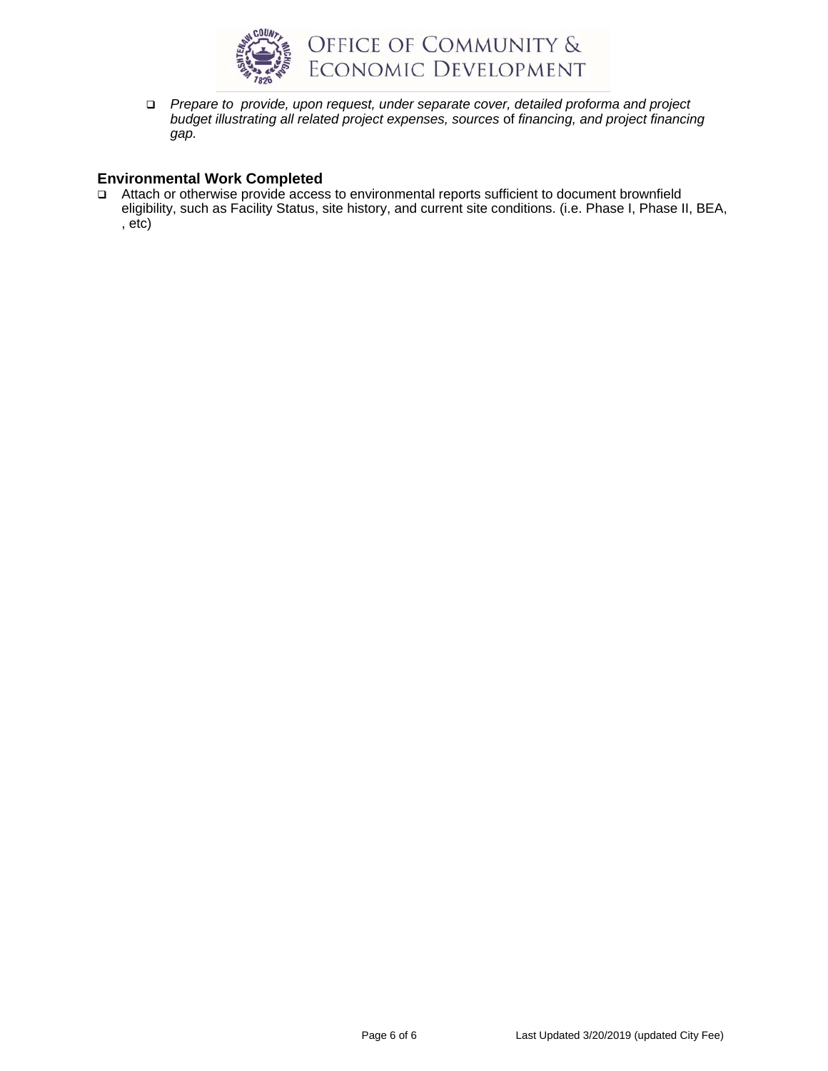- *Prepare to provide, upon request, under separate cover, detailed proforma and project budget illustrating all related project expenses, sources* of *financing, and project financing gap.*

## Environmental Work Completed

- Attach or otherwise provide access to environmental reports sufficient to document brownfield eligibility, such as Facility Status, site history, and current site conditions. (i.e. Phase I, Phase II, BEA, , etc)